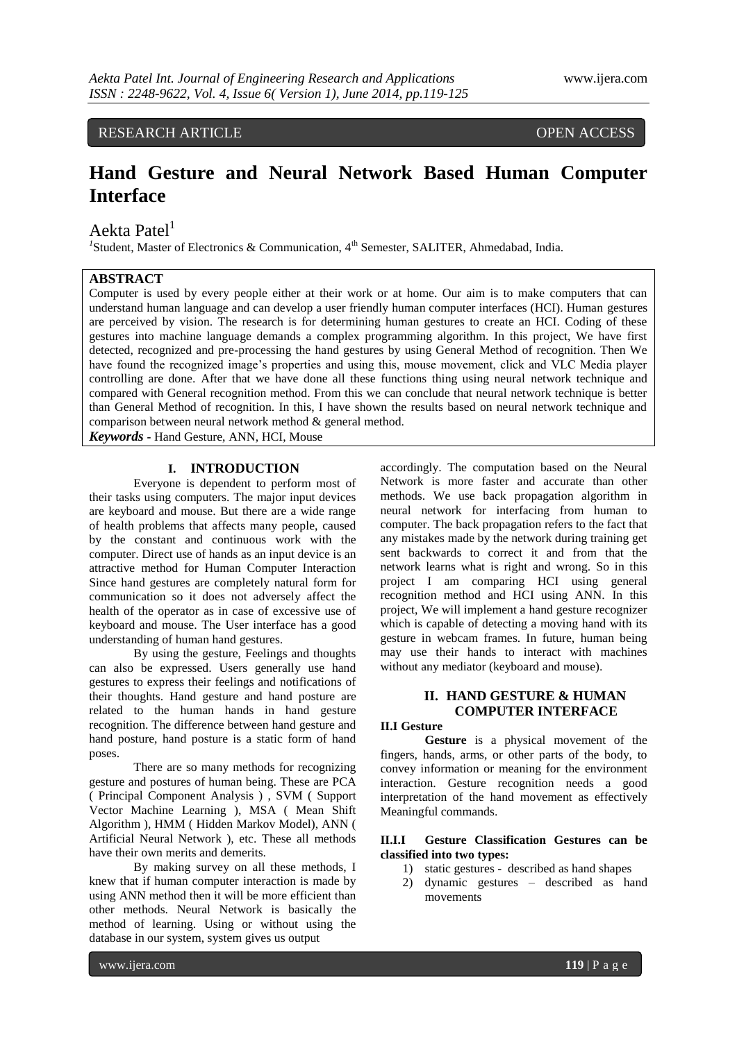RESEARCH ARTICLE OPEN ACCESS

# Hand Gesture and Neural Network Based Human Computer Interface

Aekta Patel[1]

[1]Student, Master of Electronics & Communication, 4th Semester, SALITER, Ahmedabad, India.

## ABSTRACT

Computer is used by every people either at their work or at home. Our aim is to make computers that can understand human language and can develop a user friendly human computer interfaces (HCI). Human gestures are perceived by vision. The research is for determining human gestures to create an HCI. Coding of these gestures into machine language demands a complex programming algorithm. In this project, We have first detected, recognized and pre-processing the hand gestures by using General Method of recognition. Then We have found the recognized image's properties and using this, mouse movement, click and VLC Media player controlling are done. After that we have done all these functions thing using neural network technique and compared with General recognition method. From this we can conclude that neural network technique is better than General Method of recognition. In this, I have shown the results based on neural network technique and comparison between neural network method & general method.

***Keywords*** **-** Hand Gesture, ANN, HCI, Mouse

## I. INTRODUCTION

Everyone is dependent to perform most of their tasks using computers. The major input devices are keyboard and mouse. But there are a wide range of health problems that affects many people, caused by the constant and continuous work with the computer. Direct use of hands as an input device is an attractive method for Human Computer Interaction Since hand gestures are completely natural form for communication so it does not adversely affect the health of the operator as in case of excessive use of keyboard and mouse. The User interface has a good understanding of human hand gestures.

By using the gesture, Feelings and thoughts can also be expressed. Users generally use hand gestures to express their feelings and notifications of their thoughts. Hand gesture and hand posture are related to the human hands in hand gesture recognition. The difference between hand gesture and hand posture, hand posture is a static form of hand poses.

There are so many methods for recognizing gesture and postures of human being. These are PCA ( Principal Component Analysis ) , SVM ( Support Vector Machine Learning ), MSA ( Mean Shift Algorithm ), HMM ( Hidden Markov Model), ANN ( Artificial Neural Network ), etc. These all methods have their own merits and demerits.

By making survey on all these methods, I knew that if human computer interaction is made by using ANN method then it will be more efficient than other methods. Neural Network is basically the method of learning. Using or without using the database in our system, system gives us output accordingly. The computation based on the Neural Network is more faster and accurate than other methods. We use back propagation algorithm in neural network for interfacing from human to computer. The back propagation refers to the fact that any mistakes made by the network during training get sent backwards to correct it and from that the network learns what is right and wrong. So in this project I am comparing HCI using general recognition method and HCI using ANN. In this project, We will implement a hand gesture recognizer which is capable of detecting a moving hand with its gesture in webcam frames. In future, human being may use their hands to interact with machines without any mediator (keyboard and mouse).

## II. HAND GESTURE & HUMAN COMPUTER INTERFACE

### II.I Gesture

**Gesture** is a physical movement of the fingers, hands, arms, or other parts of the body, to convey information or meaning for the environment interaction. Gesture recognition needs a good interpretation of the hand movement as effectively Meaningful commands.

#### II.I.I Gesture Classification Gestures can be classified into two types:

1) static gestures - described as hand shapes
2) dynamic gestures – described as hand movements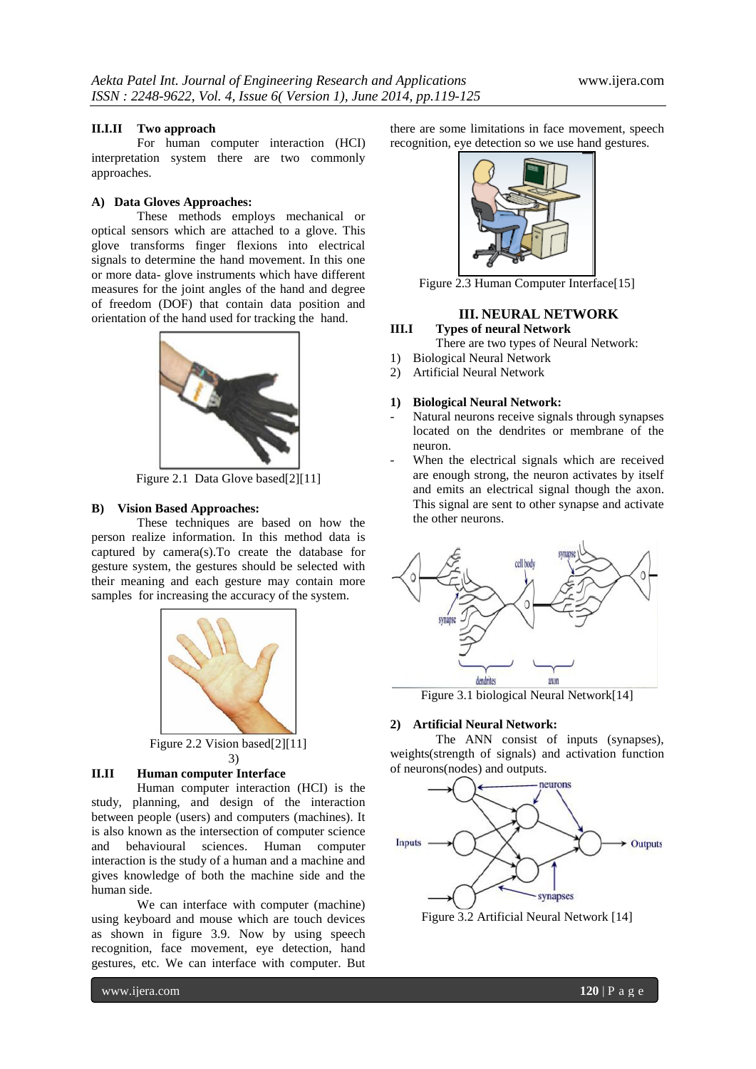### II.I.II Two approach

For human computer interaction (HCI) interpretation system there are two commonly approaches.

**A) Data Gloves Approaches:**

These methods employs mechanical or optical sensors which are attached to a glove. This glove transforms finger flexions into electrical signals to determine the hand movement. In this one or more data- glove instruments which have different measures for the joint angles of the hand and degree of freedom (DOF) that contain data position and orientation of the hand used for tracking the hand.

Figure 2.1 Data Glove based[2][11]

**B) Vision Based Approaches:**

These techniques are based on how the person realize information. In this method data is captured by camera(s).To create the database for gesture system, the gestures should be selected with their meaning and each gesture may contain more samples for increasing the accuracy of the system.

Figure 2.2 Vision based[2][11]
3)

### II.II Human computer Interface

Human computer interaction (HCI) is the study, planning, and design of the interaction between people (users) and computers (machines). It is also known as the intersection of computer science and behavioural sciences. Human computer interaction is the study of a human and a machine and gives knowledge of both the machine side and the human side.

We can interface with computer (machine) using keyboard and mouse which are touch devices as shown in figure 3.9. Now by using speech recognition, face movement, eye detection, hand gestures, etc. We can interface with computer. But there are some limitations in face movement, speech recognition, eye detection so we use hand gestures.

Figure 2.3 Human Computer Interface[15]

## III. NEURAL NETWORK

### III.I Types of neural Network

There are two types of Neural Network:

1) Biological Neural Network
2) Artificial Neural Network

**1) Biological Neural Network:**

- Natural neurons receive signals through synapses located on the dendrites or membrane of the neuron.
- When the electrical signals which are received are enough strong, the neuron activates by itself and emits an electrical signal though the axon. This signal are sent to other synapse and activate the other neurons.

synapse
cell body
synapse
dendrites
axon

Figure 3.1 biological Neural Network[14]

**2) Artificial Neural Network:**

The ANN consist of inputs (synapses), weights(strength of signals) and activation function of neurons(nodes) and outputs.

neurons
Inputs
Outputs
synapses

Figure 3.2 Artificial Neural Network [14]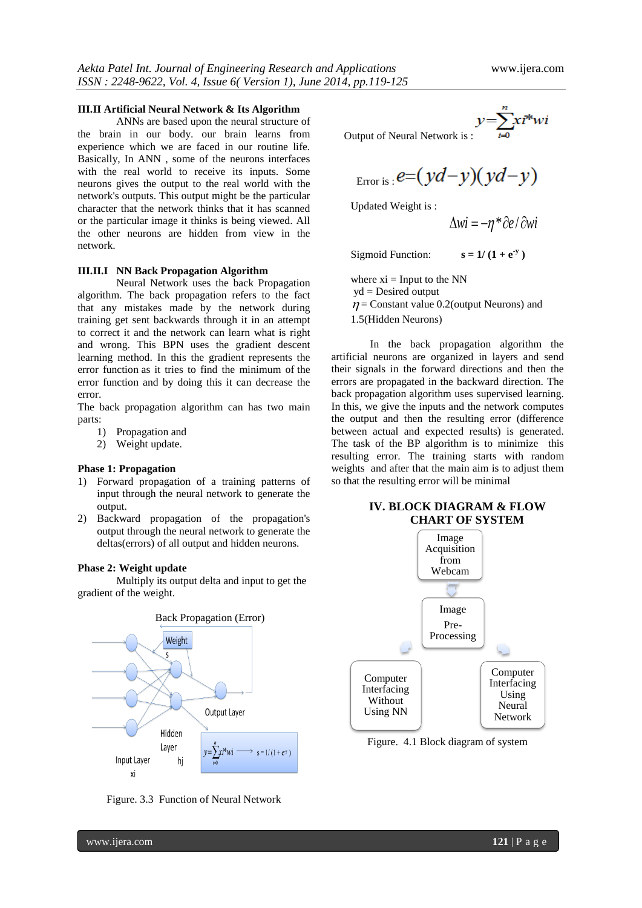### III.II Artificial Neural Network & Its Algorithm

ANNs are based upon the neural structure of the brain in our body. our brain learns from experience which we are faced in our routine life. Basically, In ANN , some of the neurons interfaces with the real world to receive its inputs. Some neurons gives the output to the real world with the network's outputs. This output might be the particular character that the network thinks that it has scanned or the particular image it thinks is being viewed. All the other neurons are hidden from view in the network.

### III.II.I NN Back Propagation Algorithm

Neural Network uses the back Propagation algorithm. The back propagation refers to the fact that any mistakes made by the network during training get sent backwards through it in an attempt to correct it and the network can learn what is right and wrong. This BPN uses the gradient descent learning method. In this the gradient represents the error function as it tries to find the minimum of the error function and by doing this it can decrease the error.

The back propagation algorithm can has two main parts:

1) Propagation and
2) Weight update.

**Phase 1: Propagation**

1) Forward propagation of a training patterns of input through the neural network to generate the output.
2) Backward propagation of the propagation's output through the neural network to generate the deltas(errors) of all output and hidden neurons.

**Phase 2: Weight update**

Multiply its output delta and input to get the gradient of the weight.

Back Propagation (Error)

Weights

Input Layer xi

Hidden Layer hj

Output Layer

$y=\sum_{i=0}^{n} xi^{*}wi \longrightarrow s = 1/(1+e^{-y})$

Figure. 3.3 Function of Neural Network

Output of Neural Network is : $y=\sum_{i=0}^{n} xi^{*}wi$

Error is : $e=(yd-y)(yd-y)$

Updated Weight is :

$$\Delta wi = -\eta * \partial e / \partial wi$$

Sigmoid Function: **s = 1/ (1 + e$^{-y}$ )**

where xi = Input to the NN
yd = Desired output
$\eta$ = Constant value 0.2(output Neurons) and 1.5(Hidden Neurons)

In the back propagation algorithm the artificial neurons are organized in layers and send their signals in the forward directions and then the errors are propagated in the backward direction. The back propagation algorithm uses supervised learning. In this, we give the inputs and the network computes the output and then the resulting error (difference between actual and expected results) is generated. The task of the BP algorithm is to minimize this resulting error. The training starts with random weights and after that the main aim is to adjust them so that the resulting error will be minimal

## IV. BLOCK DIAGRAM & FLOW CHART OF SYSTEM

Image Acquisition from Webcam

Image Pre-Processing

Computer Interfacing Without Using NN

Computer Interfacing Using Neural Network

Figure. 4.1 Block diagram of system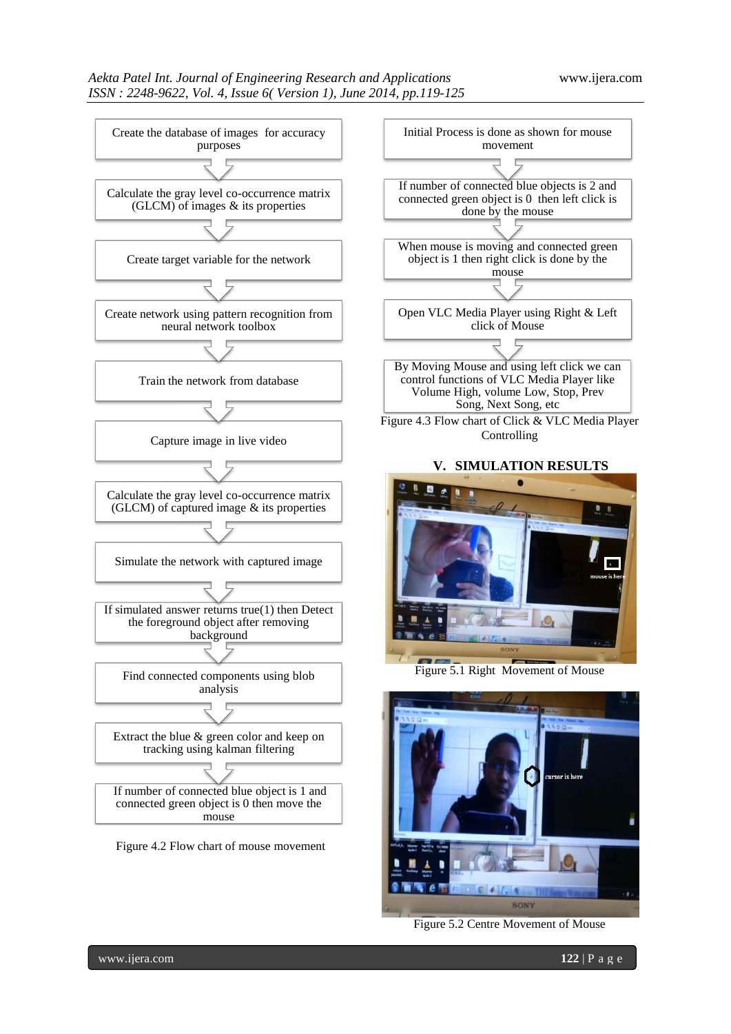Create the database of images for accuracy purposes

Calculate the gray level co-occurrence matrix (GLCM) of images & its properties

Create target variable for the network

Create network using pattern recognition from neural network toolbox

Train the network from database

Capture image in live video

Calculate the gray level co-occurrence matrix (GLCM) of captured image & its properties

Simulate the network with captured image

If simulated answer returns true(1) then Detect the foreground object after removing background

Find connected components using blob analysis

Extract the blue & green color and keep on tracking using kalman filtering

If number of connected blue object is 1 and connected green object is 0 then move the mouse

Figure 4.2 Flow chart of mouse movement

Initial Process is done as shown for mouse movement

If number of connected blue objects is 2 and connected green object is 0 then left click is done by the mouse

When mouse is moving and connected green object is 1 then right click is done by the mouse

Open VLC Media Player using Right & Left click of Mouse

By Moving Mouse and using left click we can control functions of VLC Media Player like Volume High, volume Low, Stop, Prev Song, Next Song, etc

Figure 4.3 Flow chart of Click & VLC Media Player Controlling

## V. SIMULATION RESULTS

Figure 5.1 Right Movement of Mouse

Figure 5.2 Centre Movement of Mouse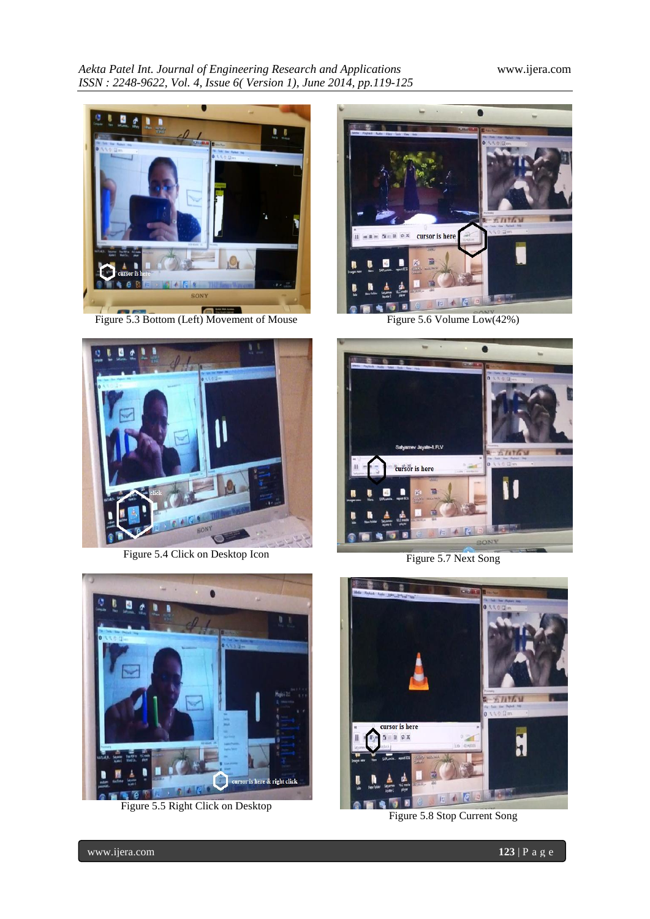Figure 5.3 Bottom (Left) Movement of Mouse

Figure 5.6 Volume Low(42%)

Figure 5.4 Click on Desktop Icon

Figure 5.7 Next Song

Figure 5.5 Right Click on Desktop

Figure 5.8 Stop Current Song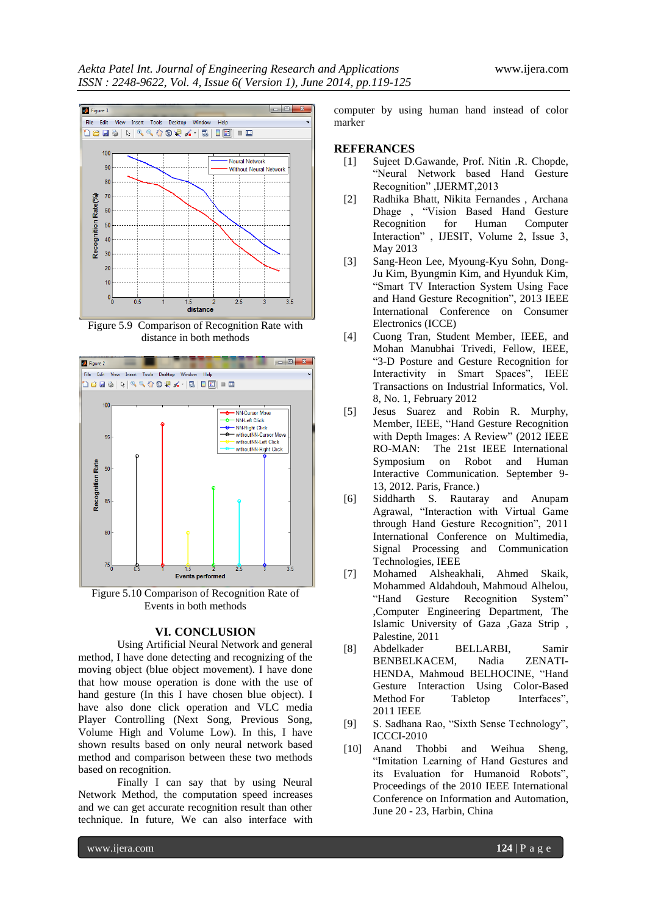Figure 1

File Edit View Insert Tools Desktop Window Help

100
90
80
70
60
50
40
30
20
10
0

Recognition Rate(%)

0 0.5 1 1.5 2 2.5 3 3.5

distance

Neural Network
Without Neural Network

Figure 5.9 Comparison of Recognition Rate with distance in both methods

Figure 2

File Edit View Insert Tools Desktop Window Help

100
95
90
85
80
75

Recognition Rate

0 0.5 1 1.5 2 2.5 3 3.5

Events performed

NN-Curser Move
NN-Left Click
NN-Right Click
withoutNN-Curser Move
withoutNN-Left Click
withoutNN-Right Click

Figure 5.10 Comparison of Recognition Rate of Events in both methods

## VI. CONCLUSION

Using Artificial Neural Network and general method, I have done detecting and recognizing of the moving object (blue object movement). I have done that how mouse operation is done with the use of hand gesture (In this I have chosen blue object). I have also done click operation and VLC media Player Controlling (Next Song, Previous Song, Volume High and Volume Low). In this, I have shown results based on only neural network based method and comparison between these two methods based on recognition.

Finally I can say that by using Neural Network Method, the computation speed increases and we can get accurate recognition result than other technique. In future, We can also interface with computer by using human hand instead of color marker

## REFERANCES

[1] Sujeet D.Gawande, Prof. Nitin .R. Chopde, "Neural Network based Hand Gesture Recognition" ,IJERMT,2013

[2] Radhika Bhatt, Nikita Fernandes , Archana Dhage , "Vision Based Hand Gesture Recognition for Human Computer Interaction" , IJESIT, Volume 2, Issue 3, May 2013

[3] Sang-Heon Lee, Myoung-Kyu Sohn, Dong-Ju Kim, Byungmin Kim, and Hyunduk Kim, "Smart TV Interaction System Using Face and Hand Gesture Recognition", 2013 IEEE International Conference on Consumer Electronics (ICCE)

[4] Cuong Tran, Student Member, IEEE, and Mohan Manubhai Trivedi, Fellow, IEEE, "3-D Posture and Gesture Recognition for Interactivity in Smart Spaces", IEEE Transactions on Industrial Informatics, Vol. 8, No. 1, February 2012

[5] Jesus Suarez and Robin R. Murphy, Member, IEEE, "Hand Gesture Recognition with Depth Images: A Review" (2012 IEEE RO-MAN: The 21st IEEE International Symposium on Robot and Human Interactive Communication. September 9-13, 2012. Paris, France.)

[6] Siddharth S. Rautaray and Anupam Agrawal, "Interaction with Virtual Game through Hand Gesture Recognition", 2011 International Conference on Multimedia, Signal Processing and Communication Technologies, IEEE

[7] Mohamed Alsheakhali, Ahmed Skaik, Mohammed Aldahdouh, Mahmoud Alhelou, "Hand Gesture Recognition System" ,Computer Engineering Department, The Islamic University of Gaza ,Gaza Strip , Palestine, 2011

[8] Abdelkader BELLARBI, Samir BENBELKACEM, Nadia ZENATI-HENDA, Mahmoud BELHOCINE, "Hand Gesture Interaction Using Color-Based Method For Tabletop Interfaces", 2011 IEEE

[9] S. Sadhana Rao, "Sixth Sense Technology", ICCCI-2010

[10] Anand Thobbi and Weihua Sheng, "Imitation Learning of Hand Gestures and its Evaluation for Humanoid Robots", Proceedings of the 2010 IEEE International Conference on Information and Automation, June 20 - 23, Harbin, China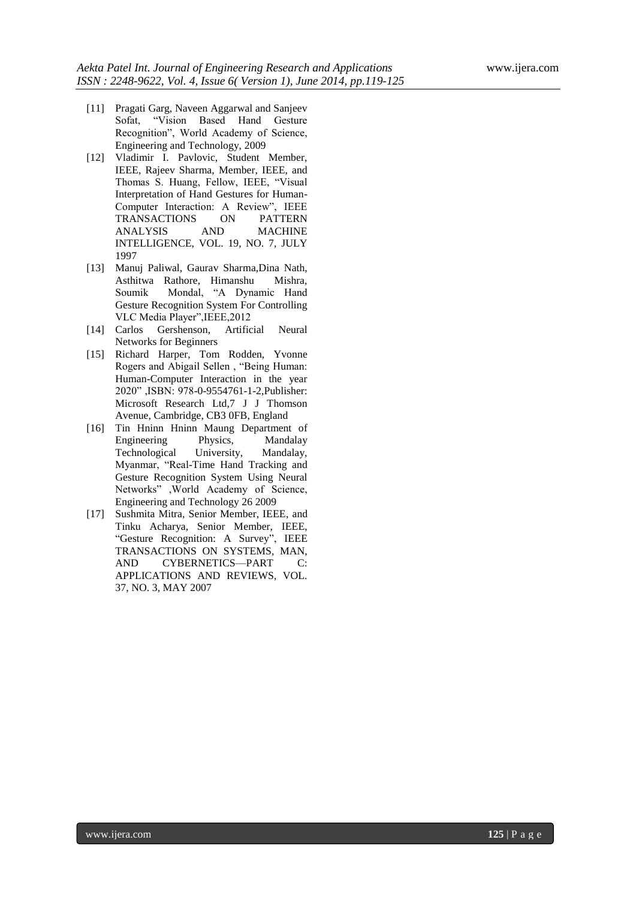[11] Pragati Garg, Naveen Aggarwal and Sanjeev Sofat, "Vision Based Hand Gesture Recognition", World Academy of Science, Engineering and Technology, 2009

[12] Vladimir I. Pavlovic, Student Member, IEEE, Rajeev Sharma, Member, IEEE, and Thomas S. Huang, Fellow, IEEE, "Visual Interpretation of Hand Gestures for Human-Computer Interaction: A Review", IEEE TRANSACTIONS ON PATTERN ANALYSIS AND MACHINE INTELLIGENCE, VOL. 19, NO. 7, JULY 1997

[13] Manuj Paliwal, Gaurav Sharma,Dina Nath, Asthitwa Rathore, Himanshu Mishra, Soumik Mondal, "A Dynamic Hand Gesture Recognition System For Controlling VLC Media Player",IEEE,2012

[14] Carlos Gershenson, Artificial Neural Networks for Beginners

[15] Richard Harper, Tom Rodden, Yvonne Rogers and Abigail Sellen , "Being Human: Human-Computer Interaction in the year 2020" ,ISBN: 978-0-9554761-1-2,Publisher: Microsoft Research Ltd,7 J J Thomson Avenue, Cambridge, CB3 0FB, England

[16] Tin Hninn Hninn Maung Department of Engineering Physics, Mandalay Technological University, Mandalay, Myanmar, "Real-Time Hand Tracking and Gesture Recognition System Using Neural Networks" ,World Academy of Science, Engineering and Technology 26 2009

[17] Sushmita Mitra, Senior Member, IEEE, and Tinku Acharya, Senior Member, IEEE, "Gesture Recognition: A Survey", IEEE TRANSACTIONS ON SYSTEMS, MAN, AND CYBERNETICS—PART C: APPLICATIONS AND REVIEWS, VOL. 37, NO. 3, MAY 2007